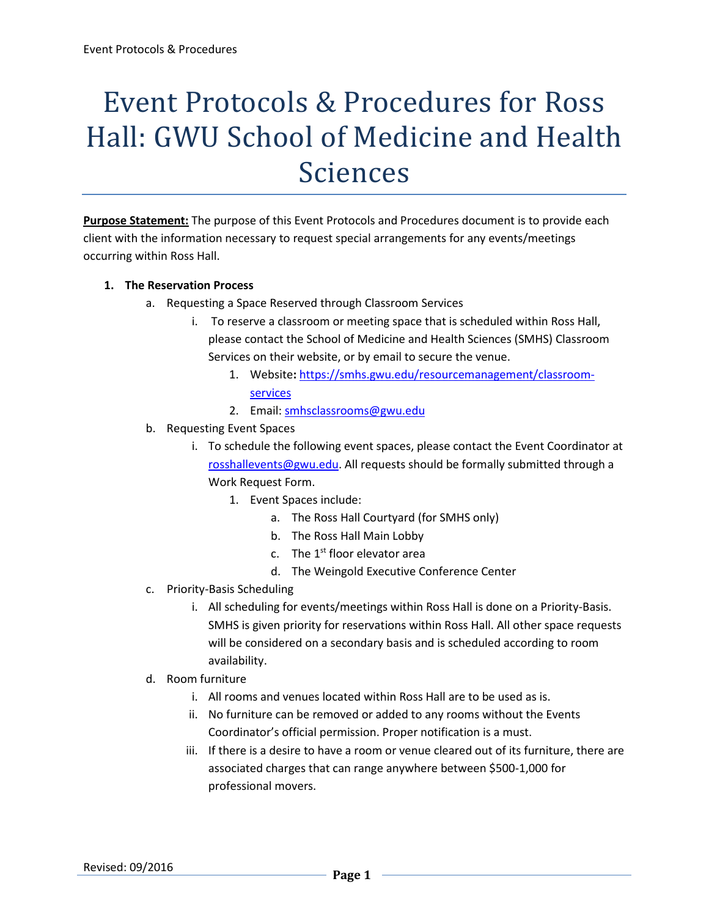# Event Protocols & Procedures for Ross Hall: GWU School of Medicine and Health Sciences

**Purpose Statement:** The purpose of this Event Protocols and Procedures document is to provide each client with the information necessary to request special arrangements for any events/meetings occurring within Ross Hall.

1. **The Reservation Process**
   a. Requesting a Space Reserved through Classroom Services
      i. To reserve a classroom or meeting space that is scheduled within Ross Hall, please contact the School of Medicine and Health Sciences (SMHS) Classroom Services on their website, or by email to secure the venue.
         1. Website**:** https://smhs.gwu.edu/resourcemanagement/classroom-services
         2. Email: smhsclassrooms@gwu.edu

   b. Requesting Event Spaces
      i. To schedule the following event spaces, please contact the Event Coordinator at rosshallevents@gwu.edu. All requests should be formally submitted through a Work Request Form.
         1. Event Spaces include:
            a. The Ross Hall Courtyard (for SMHS only)
            b. The Ross Hall Main Lobby
            c. The 1st floor elevator area
            d. The Weingold Executive Conference Center

   c. Priority-Basis Scheduling
      i. All scheduling for events/meetings within Ross Hall is done on a Priority-Basis. SMHS is given priority for reservations within Ross Hall. All other space requests will be considered on a secondary basis and is scheduled according to room availability.

   d. Room furniture
      i. All rooms and venues located within Ross Hall are to be used as is.
      ii. No furniture can be removed or added to any rooms without the Events Coordinator's official permission. Proper notification is a must.
      iii. If there is a desire to have a room or venue cleared out of its furniture, there are associated charges that can range anywhere between $500-1,000 for professional movers.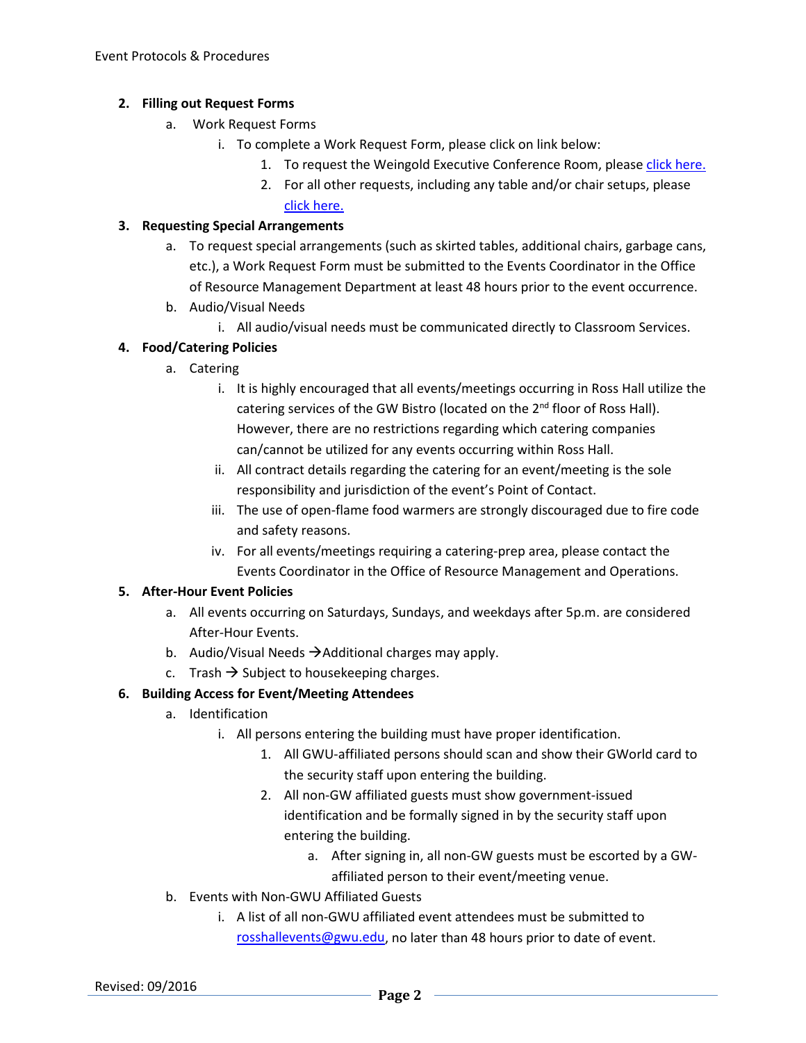2. **Filling out Request Forms**
   a. Work Request Forms
      i. To complete a Work Request Form, please click on link below:
         1. To request the Weingold Executive Conference Room, please click here.
         2. For all other requests, including any table and/or chair setups, please click here.

3. **Requesting Special Arrangements**
   a. To request special arrangements (such as skirted tables, additional chairs, garbage cans, etc.), a Work Request Form must be submitted to the Events Coordinator in the Office of Resource Management Department at least 48 hours prior to the event occurrence.
   b. Audio/Visual Needs
      i. All audio/visual needs must be communicated directly to Classroom Services.

4. **Food/Catering Policies**
   a. Catering
      i. It is highly encouraged that all events/meetings occurring in Ross Hall utilize the catering services of the GW Bistro (located on the 2nd floor of Ross Hall). However, there are no restrictions regarding which catering companies can/cannot be utilized for any events occurring within Ross Hall.
      ii. All contract details regarding the catering for an event/meeting is the sole responsibility and jurisdiction of the event's Point of Contact.
      iii. The use of open-flame food warmers are strongly discouraged due to fire code and safety reasons.
      iv. For all events/meetings requiring a catering-prep area, please contact the Events Coordinator in the Office of Resource Management and Operations.

5. **After-Hour Event Policies**
   a. All events occurring on Saturdays, Sundays, and weekdays after 5p.m. are considered After-Hour Events.
   b. Audio/Visual Needs → Additional charges may apply.
   c. Trash → Subject to housekeeping charges.

6. **Building Access for Event/Meeting Attendees**
   a. Identification
      i. All persons entering the building must have proper identification.
         1. All GWU-affiliated persons should scan and show their GWorld card to the security staff upon entering the building.
         2. All non-GW affiliated guests must show government-issued identification and be formally signed in by the security staff upon entering the building.
            a. After signing in, all non-GW guests must be escorted by a GW-affiliated person to their event/meeting venue.
   b. Events with Non-GWU Affiliated Guests
      i. A list of all non-GWU affiliated event attendees must be submitted to rosshallevents@gwu.edu, no later than 48 hours prior to date of event.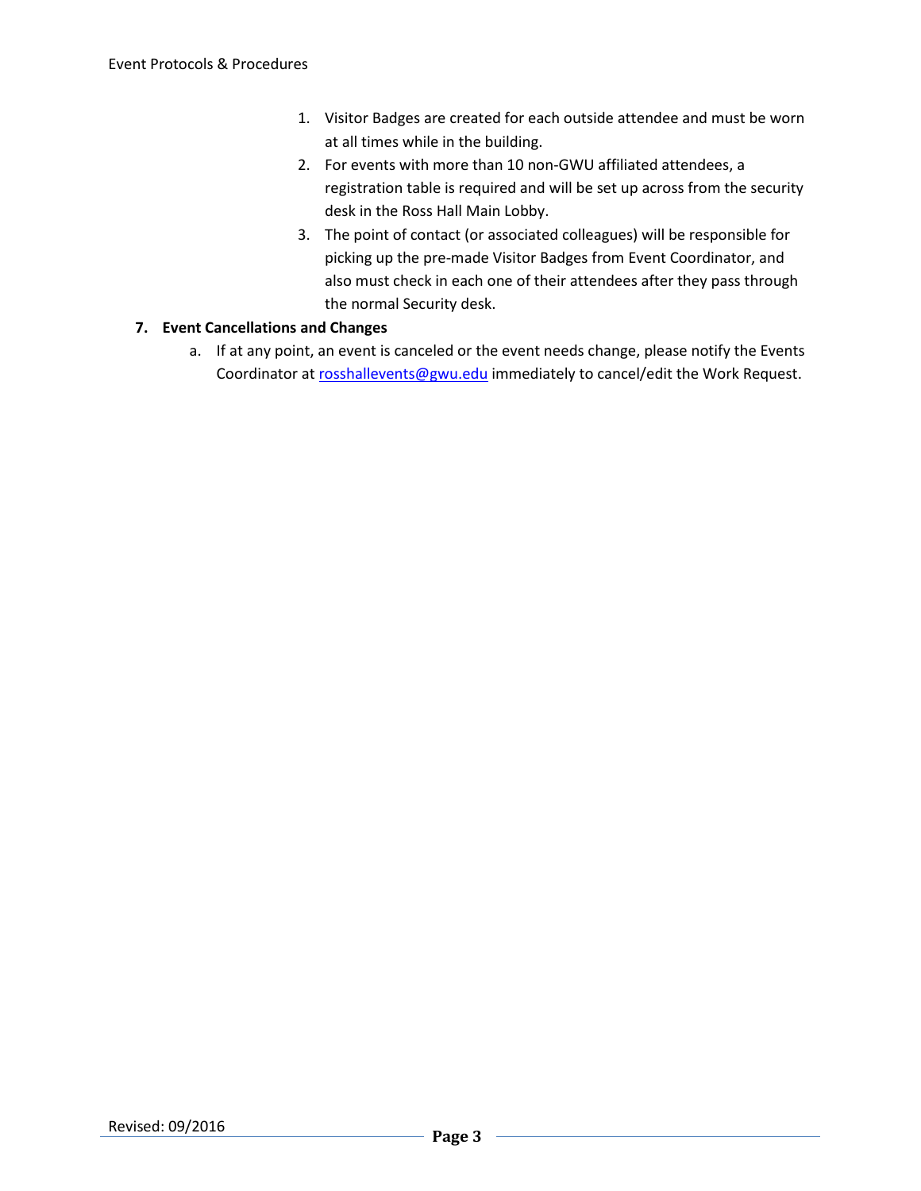1. Visitor Badges are created for each outside attendee and must be worn at all times while in the building.
2. For events with more than 10 non-GWU affiliated attendees, a registration table is required and will be set up across from the security desk in the Ross Hall Main Lobby.
3. The point of contact (or associated colleagues) will be responsible for picking up the pre-made Visitor Badges from Event Coordinator, and also must check in each one of their attendees after they pass through the normal Security desk.

**7. Event Cancellations and Changes**

a. If at any point, an event is canceled or the event needs change, please notify the Events Coordinator at rosshallevents@gwu.edu immediately to cancel/edit the Work Request.